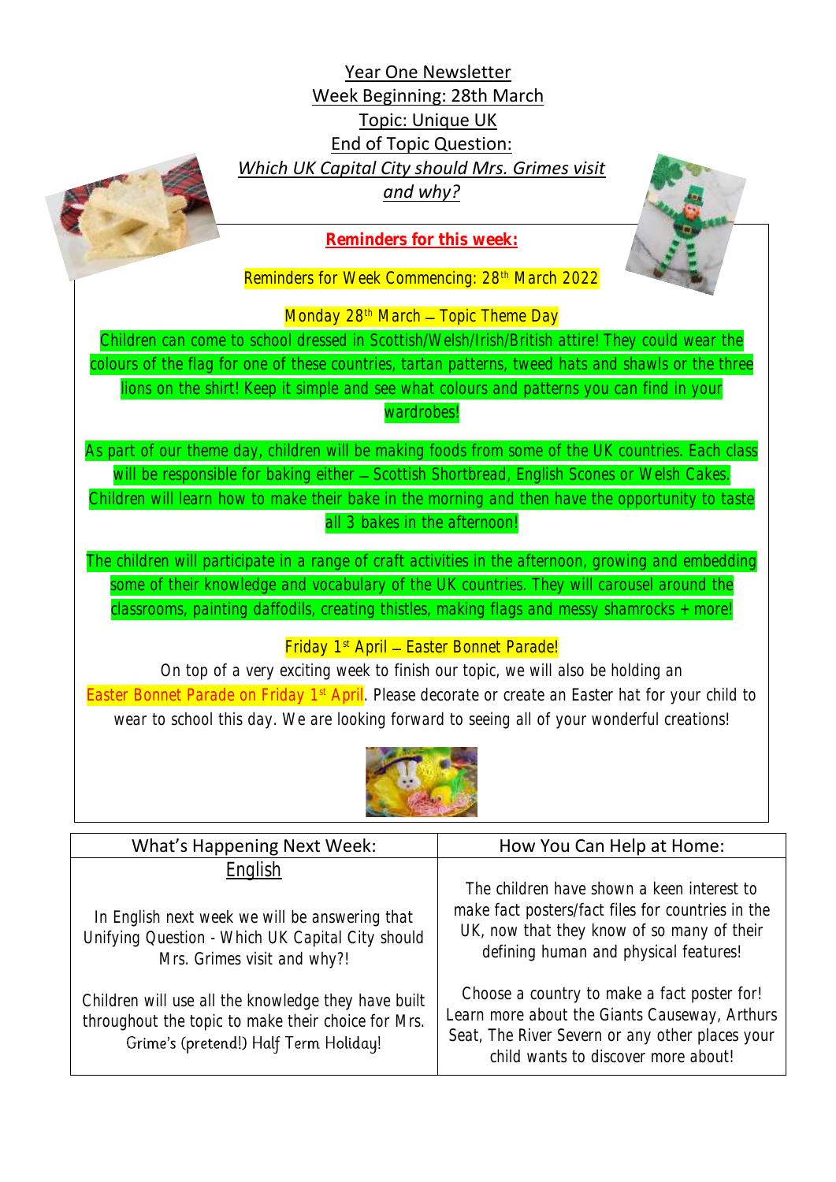# Year One Newsletter

## Week Beginning: 28th March

## Topic: Unique UK

## End of Topic Question:

*Which UK Capital City should Mrs. Grimes visit and why?*

### Reminders for this week:

Reminders for Week Commencing: 28th March 2022

**Monday 28th March – Topic Theme Day**

Children can come to school dressed in Scottish/Welsh/Irish/British attire! They could wear the colours of the flag for one of these countries, tartan patterns, tweed hats and shawls or the three lions on the shirt! Keep it simple and see what colours and patterns you can find in your wardrobes!

As part of our theme day, children will be making foods from some of the UK countries. Each class will be responsible for baking either – Scottish Shortbread, English Scones or Welsh Cakes. Children will learn how to make their bake in the morning and then have the opportunity to taste all 3 bakes in the afternoon!

The children will participate in a range of craft activities in the afternoon, growing and embedding some of their knowledge and vocabulary of the UK countries. They will carousel around the classrooms, painting daffodils, creating thistles, making flags and messy shamrocks + more!

**Friday 1st April – Easter Bonnet Parade!**

On top of a very exciting week to finish our topic, we will also be holding an Easter Bonnet Parade on Friday 1st April. Please decorate or create an Easter hat for your child to wear to school this day. We are looking forward to seeing all of your wonderful creations!

| What's Happening Next Week: | How You Can Help at Home: |
|---|---|
| **English**<br><br>In English next week we will be answering that Unifying Question - Which UK Capital City should Mrs. Grimes visit and why?!<br><br>Children will use all the knowledge they have built throughout the topic to make their choice for Mrs. Grime's (pretend!) Half Term Holiday! | The children have shown a keen interest to make fact posters/fact files for countries in the UK, now that they know of so many of their defining human and physical features!<br><br>Choose a country to make a fact poster for! Learn more about the Giants Causeway, Arthurs Seat, The River Severn or any other places your child wants to discover more about! |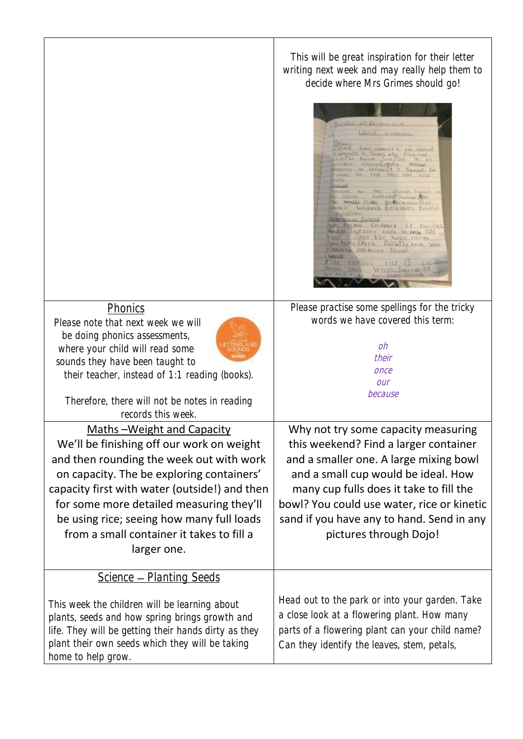| | |
|---|---|
| | This will be great inspiration for their letter writing next week and may really help them to decide where Mrs Grimes should go! |
| **Phonics** Please note that next week we will be doing phonics assessments, where your child will read some sounds they have been taught to their teacher, instead of 1:1 reading (books). Therefore, there will not be notes in reading records this week. | Please practise some spellings for the tricky words we have covered this term: *oh* *their* *once* *our* *because* |
| **Maths –Weight and Capacity** We'll be finishing off our work on weight and then rounding the week out with work on capacity. The be exploring containers' capacity first with water (outside!) and then for some more detailed measuring they'll be using rice; seeing how many full loads from a small container it takes to fill a larger one. | Why not try some capacity measuring this weekend? Find a larger container and a smaller one. A large mixing bowl and a small cup would be ideal. How many cup fulls does it take to fill the bowl? You could use water, rice or kinetic sand if you have any to hand. Send in any pictures through Dojo! |
| **Science – Planting Seeds** This week the children will be learning about plants, seeds and how spring brings growth and life. They will be getting their hands dirty as they plant their own seeds which they will be taking home to help grow. | Head out to the park or into your garden. Take a close look at a flowering plant. How many parts of a flowering plant can your child name? Can they identify the leaves, stem, petals, |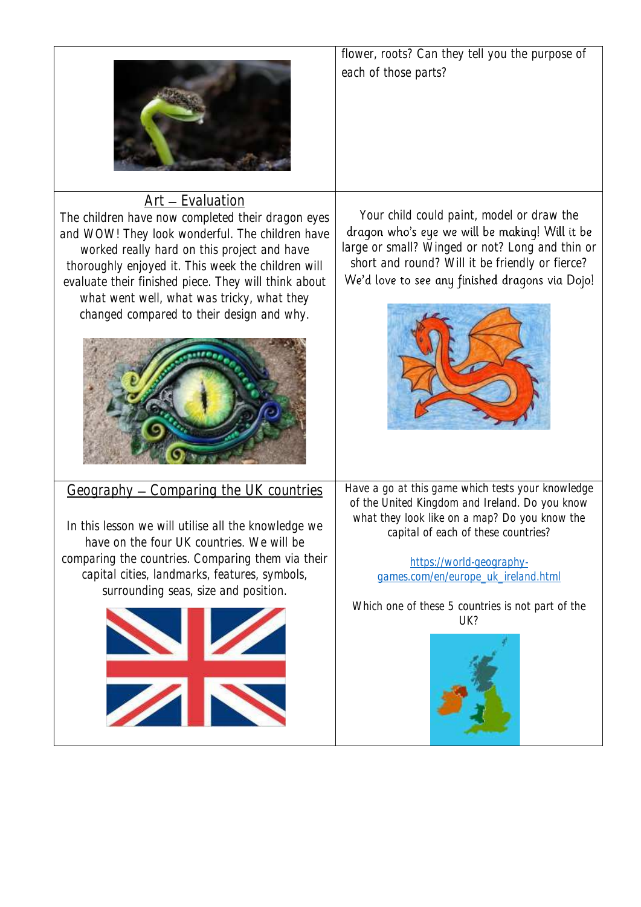| | |
|---|---|
| | flower, roots? Can they tell you the purpose of each of those parts? |
| **Art – Evaluation**<br>The children have now completed their dragon eyes and WOW! They look wonderful. The children have worked really hard on this project and have thoroughly enjoyed it. This week the children will evaluate their finished piece. They will think about what went well, what was tricky, what they changed compared to their design and why. | Your child could paint, model or draw the dragon who's eye we will be making! Will it be large or small? Winged or not? Long and thin or short and round? Will it be friendly or fierce? We'd love to see any finished dragons via Dojo! |
| **Geography – Comparing the UK countries**<br><br>In this lesson we will utilise all the knowledge we have on the four UK countries. We will be comparing the countries. Comparing them via their capital cities, landmarks, features, symbols, surrounding seas, size and position. | Have a go at this game which tests your knowledge of the United Kingdom and Ireland. Do you know what they look like on a map? Do you know the capital of each of these countries?<br><br>https://world-geography-games.com/en/europe_uk_ireland.html<br><br>Which one of these 5 countries is not part of the UK? |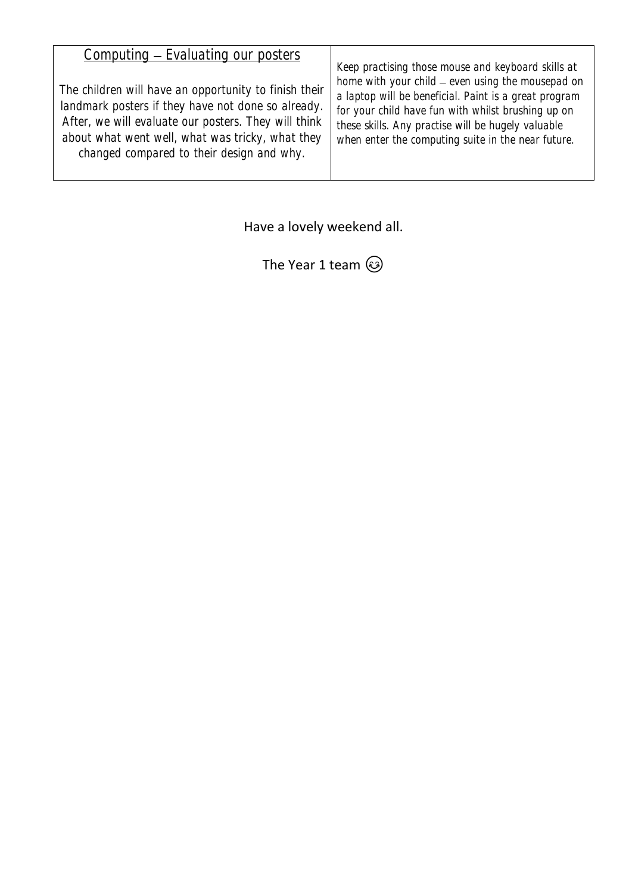| | |
|---|---|
| <u>Computing – Evaluating our posters</u><br><br>The children will have an opportunity to finish their landmark posters if they have not done so already. After, we will evaluate our posters. They will think about what went well, what was tricky, what they changed compared to their design and why. | Keep practising those mouse and keyboard skills at home with your child – even using the mousepad on a laptop will be beneficial. Paint is a great program for your child have fun with whilst brushing up on these skills. Any practise will be hugely valuable when enter the computing suite in the near future. |

Have a lovely weekend all.

The Year 1 team 😊